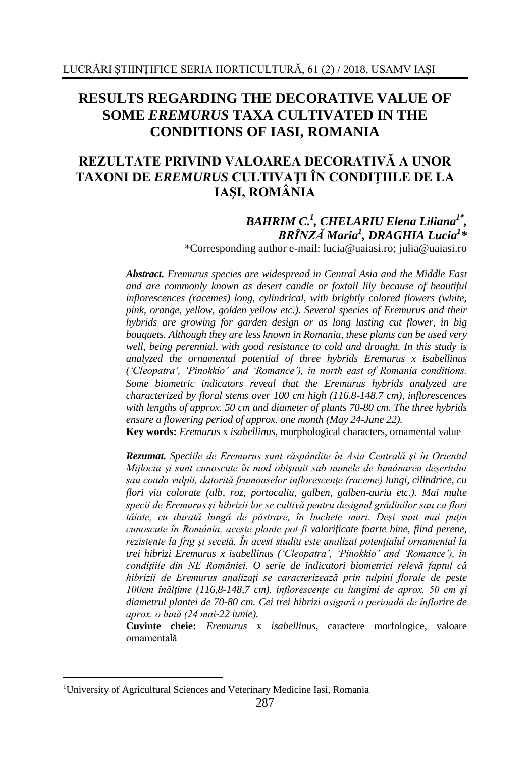# RESULTS REGARDING THE DECORATIVE VALUE OF SOME *EREMURUS* TAXA CULTIVATED IN THE CONDITIONS OF IASI, ROMANIA

# REZULTATE PRIVIND VALOAREA DECORATIVĂ A UNOR TAXONI DE *EREMURUS* CULTIVAŢI ÎN CONDIŢIILE DE LA IAŞI, ROMÂNIA

***BAHRIM C.***[1]***, CHELARIU Elena Liliana***[1*]***, BRÎNZĂ Maria***[1]***, DRAGHIA Lucia***[1]***\****

\*Corresponding author e-mail: lucia@uaiasi.ro; julia@uaiasi.ro

***Abstract.*** *Eremurus species are widespread in Central Asia and the Middle East and are commonly known as desert candle or foxtail lily because of beautiful inflorescences (racemes) long, cylindrical, with brightly colored flowers (white, pink, orange, yellow, golden yellow etc.). Several species of Eremurus and their hybrids are growing for garden design or as long lasting cut flower, in big bouquets. Although they are less known in Romania, these plants can be used very well, being perennial, with good resistance to cold and drought. In this study is analyzed the ornamental potential of three hybrids Eremurus x isabellinus ('Cleopatra', 'Pinokkio' and 'Romance'), in north east of Romania conditions. Some biometric indicators reveal that the Eremurus hybrids analyzed are characterized by floral stems over 100 cm high (116.8-148.7 cm), inflorescences with lengths of approx. 50 cm and diameter of plants 70-80 cm. The three hybrids ensure a flowering period of approx. one month (May 24-June 22).*

**Key words:** *Eremurus* x *isabellinus,* morphological characters, ornamental value

***Rezumat.*** *Speciile de Eremurus sunt răspândite în Asia Centrală şi în Orientul Mijlociu şi sunt cunoscute în mod obişnuit sub numele de lumânarea deşertului sau coada vulpii, datorită frumoaselor inflorescenţe (raceme) lungi, cilindrice, cu flori viu colorate (alb, roz, portocaliu, galben, galben-auriu etc.). Mai multe specii de Eremurus şi hibrizii lor se cultivă pentru designul grădinilor sau ca flori tăiate, cu durată lungă de păstrare, în buchete mari. Deşi sunt mai puţin cunoscute în România, aceste plante pot fi valorificate foarte bine, fiind perene, rezistente la frig şi secetă. În acest studiu este analizat potenţialul ornamental la trei hibrizi Eremurus x isabellinus ('Cleopatra', 'Pinokkio' and 'Romance'), în condiţiile din NE României. O serie de indicatori biometrici relevă faptul că hibrizii de Eremurus analizaţi se caracterizează prin tulpini florale de peste 100cm înălţime (116,8-148,7 cm), inflorescenţe cu lungimi de aprox. 50 cm şi diametrul plantei de 70-80 cm. Cei trei hibrizi asigură o perioadă de înflorire de aprox. o lună (24 mai-22 iunie).*

**Cuvinte cheie:** *Eremurus* x *isabellinus,* caractere morfologice, valoare ornamentală

[1]University of Agricultural Sciences and Veterinary Medicine Iasi, Romania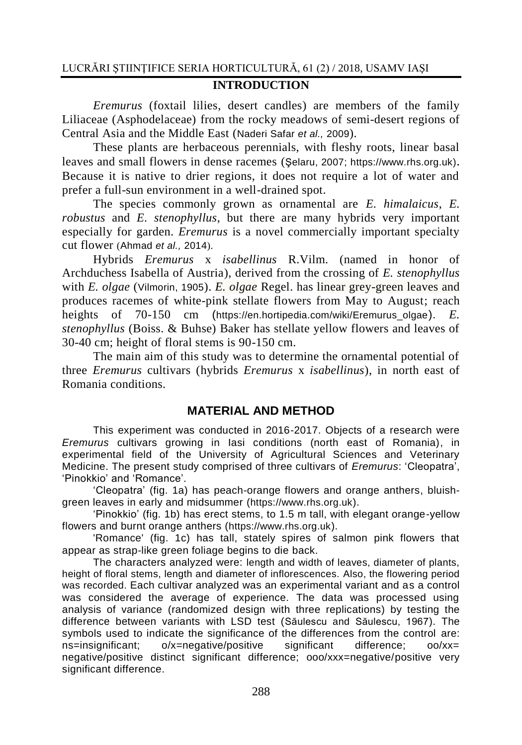## INTRODUCTION

*Eremurus* (foxtail lilies, desert candles) are members of the family Liliaceae (Asphodelaceae) from the rocky meadows of semi-desert regions of Central Asia and the Middle East (Naderi Safar *et al.,* 2009).

These plants are herbaceous perennials, with fleshy roots, linear basal leaves and small flowers in dense racemes (Şelaru, 2007; https://www.rhs.org.uk). Because it is native to drier regions, it does not require a lot of water and prefer a full-sun environment in a well-drained spot.

The species commonly grown as ornamental are *E. himalaicus*, *E. robustus* and *E. stenophyllus*, but there are many hybrids very important especially for garden. *Eremurus* is a novel commercially important specialty cut flower (Ahmad *et al.,* 2014).

Hybrids *Eremurus* x *isabellinus* R.Vilm. (named in honor of Archduchess Isabella of Austria), derived from the crossing of *E. stenophyllus* with *E. olgae* (Vilmorin, 1905). *E. olgae* Regel. has linear grey-green leaves and produces racemes of white-pink stellate flowers from May to August; reach heights of 70-150 cm (https://en.hortipedia.com/wiki/Eremurus_olgae). *E. stenophyllus* (Boiss. & Buhse) Baker has stellate yellow flowers and leaves of 30-40 cm; height of floral stems is 90-150 cm.

The main aim of this study was to determine the ornamental potential of three *Eremurus* cultivars (hybrids *Eremurus* x *isabellinus*), in north east of Romania conditions.

## MATERIAL AND METHOD

This experiment was conducted in 2016-2017. Objects of a research were *Eremurus* cultivars growing in Iasi conditions (north east of Romania), in experimental field of the University of Agricultural Sciences and Veterinary Medicine. The present study comprised of three cultivars of *Eremurus*: 'Cleopatra', 'Pinokkio' and 'Romance'.

'Cleopatra' (fig. 1a) has peach-orange flowers and orange anthers, bluish-green leaves in early and midsummer (https://www.rhs.org.uk).

'Pinokkio' (fig. 1b) has erect stems, to 1.5 m tall, with elegant orange-yellow flowers and burnt orange anthers (https://www.rhs.org.uk).

'Romance' (fig. 1c) has tall, stately spires of salmon pink flowers that appear as strap-like green foliage begins to die back.

The characters analyzed were: length and width of leaves, diameter of plants, height of floral stems, length and diameter of inflorescences. Also, the flowering period was recorded. Each cultivar analyzed was an experimental variant and as a control was considered the average of experience. The data was processed using analysis of variance (randomized design with three replications) by testing the difference between variants with LSD test (Săulescu and Săulescu, 1967). The symbols used to indicate the significance of the differences from the control are: ns=insignificant; o/x=negative/positive significant difference; oo/xx= negative/positive distinct significant difference; ooo/xxx=negative/positive very significant difference.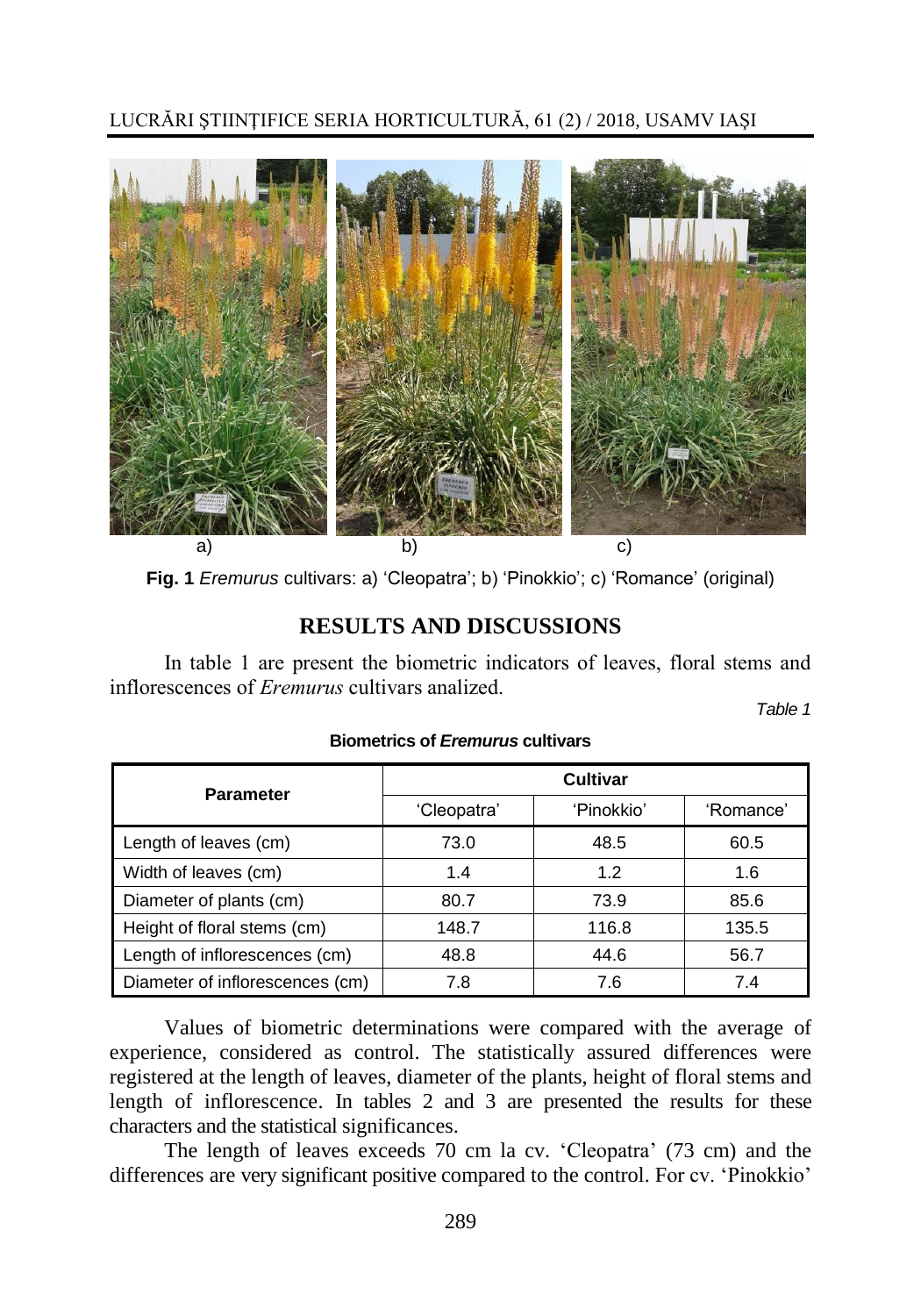Fig. 1 *Eremurus* cultivars: a) 'Cleopatra'; b) 'Pinokkio'; c) 'Romance' (original)

## RESULTS AND DISCUSSIONS

In table 1 are present the biometric indicators of leaves, floral stems and inflorescences of *Eremurus* cultivars analized.

*Table 1*

**Biometrics of *Eremurus* cultivars**

| Parameter | Cultivar | | |
|---|---|---|---|
| | 'Cleopatra' | 'Pinokkio' | 'Romance' |
| Length of leaves (cm) | 73.0 | 48.5 | 60.5 |
| Width of leaves (cm) | 1.4 | 1.2 | 1.6 |
| Diameter of plants (cm) | 80.7 | 73.9 | 85.6 |
| Height of floral stems (cm) | 148.7 | 116.8 | 135.5 |
| Length of inflorescences (cm) | 48.8 | 44.6 | 56.7 |
| Diameter of inflorescences (cm) | 7.8 | 7.6 | 7.4 |

Values of biometric determinations were compared with the average of experience, considered as control. The statistically assured differences were registered at the length of leaves, diameter of the plants, height of floral stems and length of inflorescence. In tables 2 and 3 are presented the results for these characters and the statistical significances.

The length of leaves exceeds 70 cm la cv. 'Cleopatra' (73 cm) and the differences are very significant positive compared to the control. For cv. 'Pinokkio'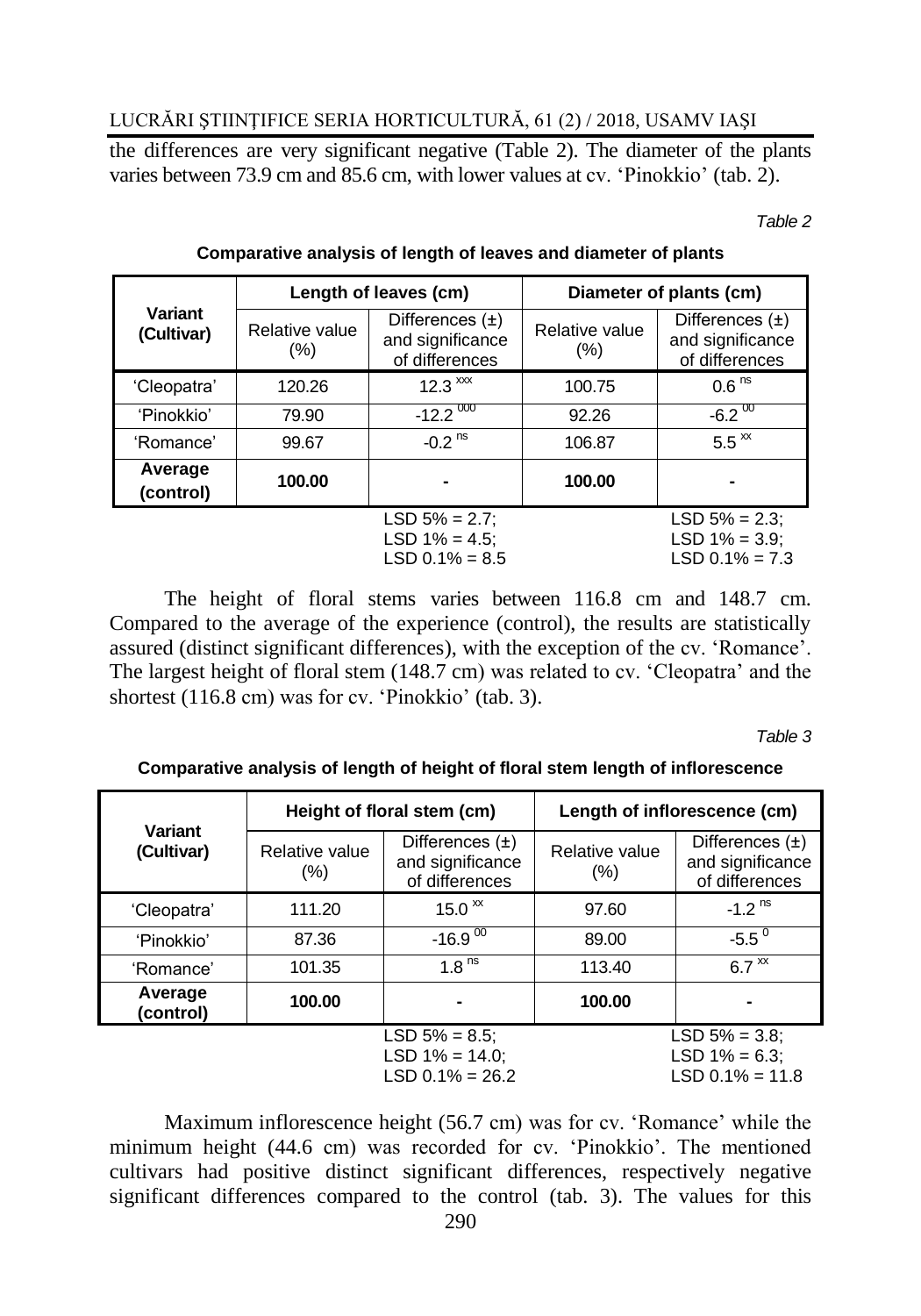the differences are very significant negative (Table 2). The diameter of the plants varies between 73.9 cm and 85.6 cm, with lower values at cv. 'Pinokkio' (tab. 2).

*Table 2*

**Comparative analysis of length of leaves and diameter of plants**

| Variant (Cultivar) | Length of leaves (cm) | | Diameter of plants (cm) | |
|---|---|---|---|---|
| | Relative value (%) | Differences (±) and significance of differences | Relative value (%) | Differences (±) and significance of differences |
| 'Cleopatra' | 120.26 | 12.3 $^{xxx}$ | 100.75 | 0.6 $^{ns}$ |
| 'Pinokkio' | 79.90 | -12.2 $^{000}$ | 92.26 | -6.2 $^{00}$ |
| 'Romance' | 99.67 | -0.2 $^{ns}$ | 106.87 | 5.5 $^{xx}$ |
| **Average (control)** | **100.00** | - | **100.00** | - |
| | | LSD 5% = 2.7; LSD 1% = 4.5; LSD 0.1% = 8.5 | | LSD 5% = 2.3; LSD 1% = 3.9; LSD 0.1% = 7.3 |

The height of floral stems varies between 116.8 cm and 148.7 cm. Compared to the average of the experience (control), the results are statistically assured (distinct significant differences), with the exception of the cv. 'Romance'. The largest height of floral stem (148.7 cm) was related to cv. 'Cleopatra' and the shortest (116.8 cm) was for cv. 'Pinokkio' (tab. 3).

*Table 3*

**Comparative analysis of length of height of floral stem length of inflorescence**

| Variant (Cultivar) | Height of floral stem (cm) | | Length of inflorescence (cm) | |
|---|---|---|---|---|
| | Relative value (%) | Differences (±) and significance of differences | Relative value (%) | Differences (±) and significance of differences |
| 'Cleopatra' | 111.20 | 15.0 $^{xx}$ | 97.60 | -1.2 $^{ns}$ |
| 'Pinokkio' | 87.36 | -16.9 $^{00}$ | 89.00 | -5.5 $^{0}$ |
| 'Romance' | 101.35 | 1.8 $^{ns}$ | 113.40 | 6.7 $^{xx}$ |
| **Average (control)** | **100.00** | - | **100.00** | - |
| | | LSD 5% = 8.5; LSD 1% = 14.0; LSD 0.1% = 26.2 | | LSD 5% = 3.8; LSD 1% = 6.3; LSD 0.1% = 11.8 |

Maximum inflorescence height (56.7 cm) was for cv. 'Romance' while the minimum height (44.6 cm) was recorded for cv. 'Pinokkio'. The mentioned cultivars had positive distinct significant differences, respectively negative significant differences compared to the control (tab. 3). The values for this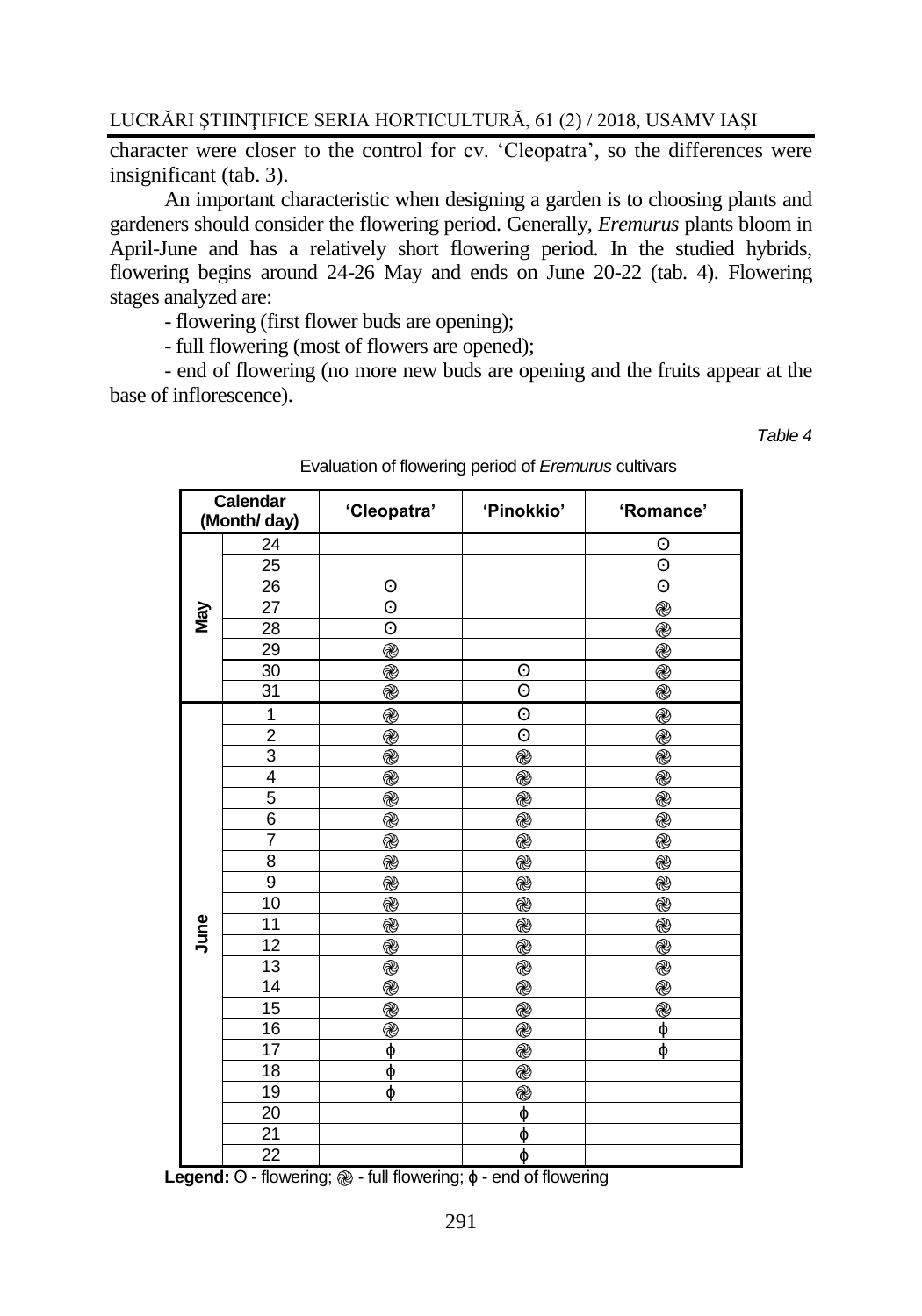character were closer to the control for cv. 'Cleopatra', so the differences were insignificant (tab. 3).

An important characteristic when designing a garden is to choosing plants and gardeners should consider the flowering period. Generally, *Eremurus* plants bloom in April-June and has a relatively short flowering period. In the studied hybrids, flowering begins around 24-26 May and ends on June 20-22 (tab. 4). Flowering stages analyzed are:

- flowering (first flower buds are opening);
- full flowering (most of flowers are opened);
- end of flowering (no more new buds are opening and the fruits appear at the base of inflorescence).

*Table 4*

Evaluation of flowering period of *Eremurus* cultivars

| Calendar (Month/ day) | | 'Cleopatra' | 'Pinokkio' | 'Romance' |
|---|---|---|---|---|
| May | 24 | | | ⊙ |
| | 25 | | | ⊙ |
| | 26 | ⊙ | | ⊙ |
| | 27 | ⊙ | | ❂ |
| | 28 | ⊙ | | ❂ |
| | 29 | ❂ | | ❂ |
| | 30 | ❂ | ⊙ | ❂ |
| | 31 | ❂ | ⊙ | ❂ |
| June | 1 | ❂ | ⊙ | ❂ |
| | 2 | ❂ | ⊙ | ❂ |
| | 3 | ❂ | ❂ | ❂ |
| | 4 | ❂ | ❂ | ❂ |
| | 5 | ❂ | ❂ | ❂ |
| | 6 | ❂ | ❂ | ❂ |
| | 7 | ❂ | ❂ | ❂ |
| | 8 | ❂ | ❂ | ❂ |
| | 9 | ❂ | ❂ | ❂ |
| | 10 | ❂ | ❂ | ❂ |
| | 11 | ❂ | ❂ | ❂ |
| | 12 | ❂ | ❂ | ❂ |
| | 13 | ❂ | ❂ | ❂ |
| | 14 | ❂ | ❂ | ❂ |
| | 15 | ❂ | ❂ | ❂ |
| | 16 | ❂ | ❂ | ϕ |
| | 17 | ϕ | ❂ | ϕ |
| | 18 | ϕ | ❂ | |
| | 19 | ϕ | ❂ | |
| | 20 | | ϕ | |
| | 21 | | ϕ | |
| | 22 | | ϕ | |

**Legend:** ⊙ - flowering; ❂ - full flowering; ϕ - end of flowering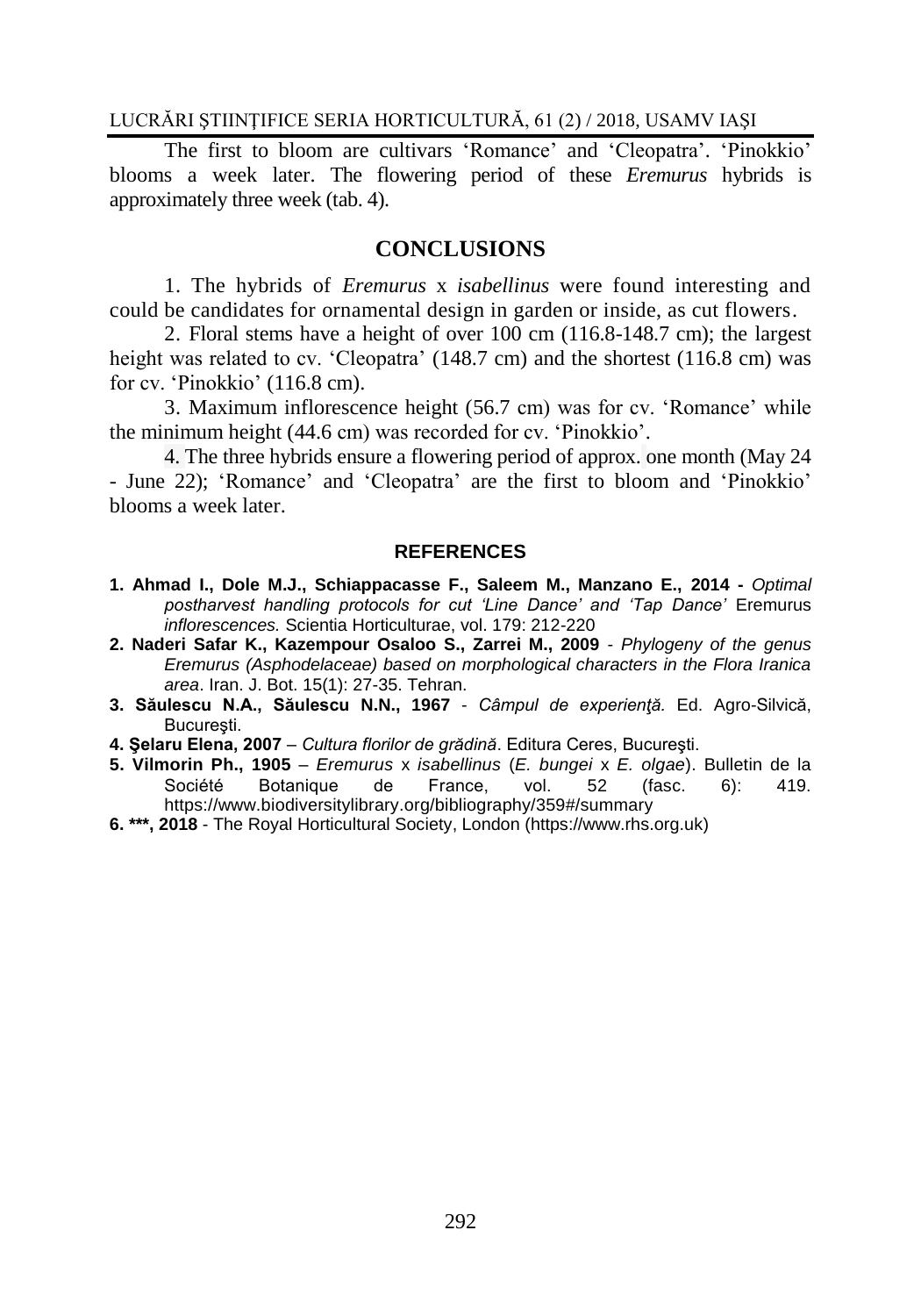The first to bloom are cultivars ‘Romance’ and ‘Cleopatra’. ‘Pinokkio’ blooms a week later. The flowering period of these *Eremurus* hybrids is approximately three week (tab. 4).

## CONCLUSIONS

1. The hybrids of *Eremurus* x *isabellinus* were found interesting and could be candidates for ornamental design in garden or inside, as cut flowers.

2. Floral stems have a height of over 100 cm (116.8-148.7 cm); the largest height was related to cv. ‘Cleopatra’ (148.7 cm) and the shortest (116.8 cm) was for cv. ‘Pinokkio’ (116.8 cm).

3. Maximum inflorescence height (56.7 cm) was for cv. ‘Romance’ while the minimum height (44.6 cm) was recorded for cv. ‘Pinokkio’.

4. The three hybrids ensure a flowering period of approx. one month (May 24 - June 22); ‘Romance’ and ‘Cleopatra’ are the first to bloom and ‘Pinokkio’ blooms a week later.

## REFERENCES

1. **Ahmad I., Dole M.J., Schiappacasse F., Saleem M., Manzano E., 2014 -** *Optimal postharvest handling protocols for cut ‘Line Dance’ and ‘Tap Dance’* Eremurus *inflorescences.* Scientia Horticulturae, vol. 179: 212-220
2. **Naderi Safar K., Kazempour Osaloo S., Zarrei M., 2009** - *Phylogeny of the genus Eremurus (Asphodelaceae) based on morphological characters in the Flora Iranica area*. Iran. J. Bot. 15(1): 27-35. Tehran.
3. **Săulescu N.A., Săulescu N.N., 1967** - *Câmpul de experienţă.* Ed. Agro-Silvică, Bucureşti.
4. **Şelaru Elena, 2007** – *Cultura florilor de grădină*. Editura Ceres, Bucureşti.
5. **Vilmorin Ph., 1905** – *Eremurus* x *isabellinus* (*E. bungei* x *E. olgae*). Bulletin de la Société Botanique de France, vol. 52 (fasc. 6): 419. https://www.biodiversitylibrary.org/bibliography/359#/summary
6. **\*\*\*, 2018** - The Royal Horticultural Society, London (https://www.rhs.org.uk)